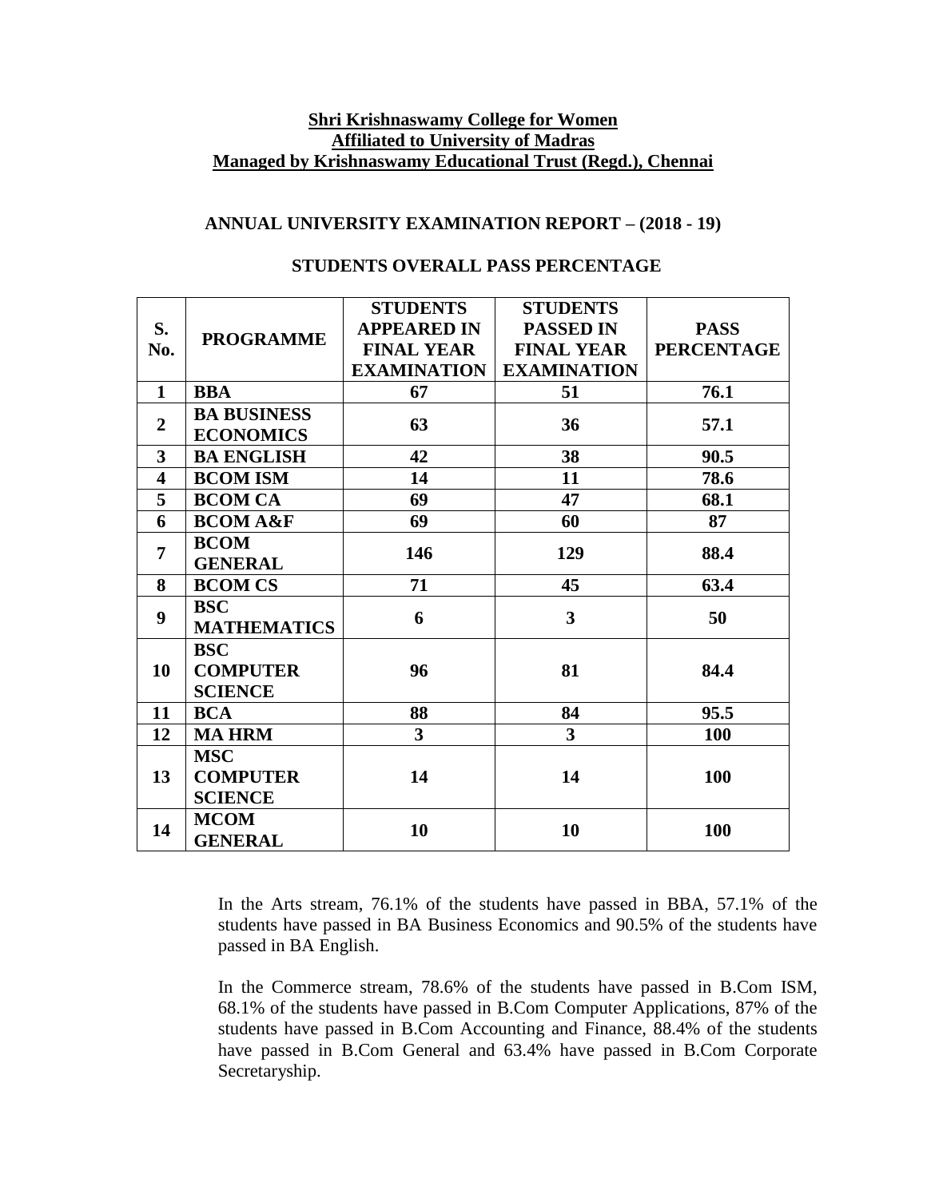**Shri Krishnaswamy College for Women**
**Affiliated to University of Madras**
**Managed by Krishnaswamy Educational Trust (Regd.), Chennai**

## ANNUAL UNIVERSITY EXAMINATION REPORT – (2018 - 19)

### STUDENTS OVERALL PASS PERCENTAGE

| S. No. | PROGRAMME | STUDENTS APPEARED IN FINAL YEAR EXAMINATION | STUDENTS PASSED IN FINAL YEAR EXAMINATION | PASS PERCENTAGE |
|---|---|---|---|---|
| 1 | BBA | 67 | 51 | 76.1 |
| 2 | BA BUSINESS ECONOMICS | 63 | 36 | 57.1 |
| 3 | BA ENGLISH | 42 | 38 | 90.5 |
| 4 | BCOM ISM | 14 | 11 | 78.6 |
| 5 | BCOM CA | 69 | 47 | 68.1 |
| 6 | BCOM A&F | 69 | 60 | 87 |
| 7 | BCOM GENERAL | 146 | 129 | 88.4 |
| 8 | BCOM CS | 71 | 45 | 63.4 |
| 9 | BSC MATHEMATICS | 6 | 3 | 50 |
| 10 | BSC COMPUTER SCIENCE | 96 | 81 | 84.4 |
| 11 | BCA | 88 | 84 | 95.5 |
| 12 | MA HRM | 3 | 3 | 100 |
| 13 | MSC COMPUTER SCIENCE | 14 | 14 | 100 |
| 14 | MCOM GENERAL | 10 | 10 | 100 |

In the Arts stream, 76.1% of the students have passed in BBA, 57.1% of the students have passed in BA Business Economics and 90.5% of the students have passed in BA English.

In the Commerce stream, 78.6% of the students have passed in B.Com ISM, 68.1% of the students have passed in B.Com Computer Applications, 87% of the students have passed in B.Com Accounting and Finance, 88.4% of the students have passed in B.Com General and 63.4% have passed in B.Com Corporate Secretaryship.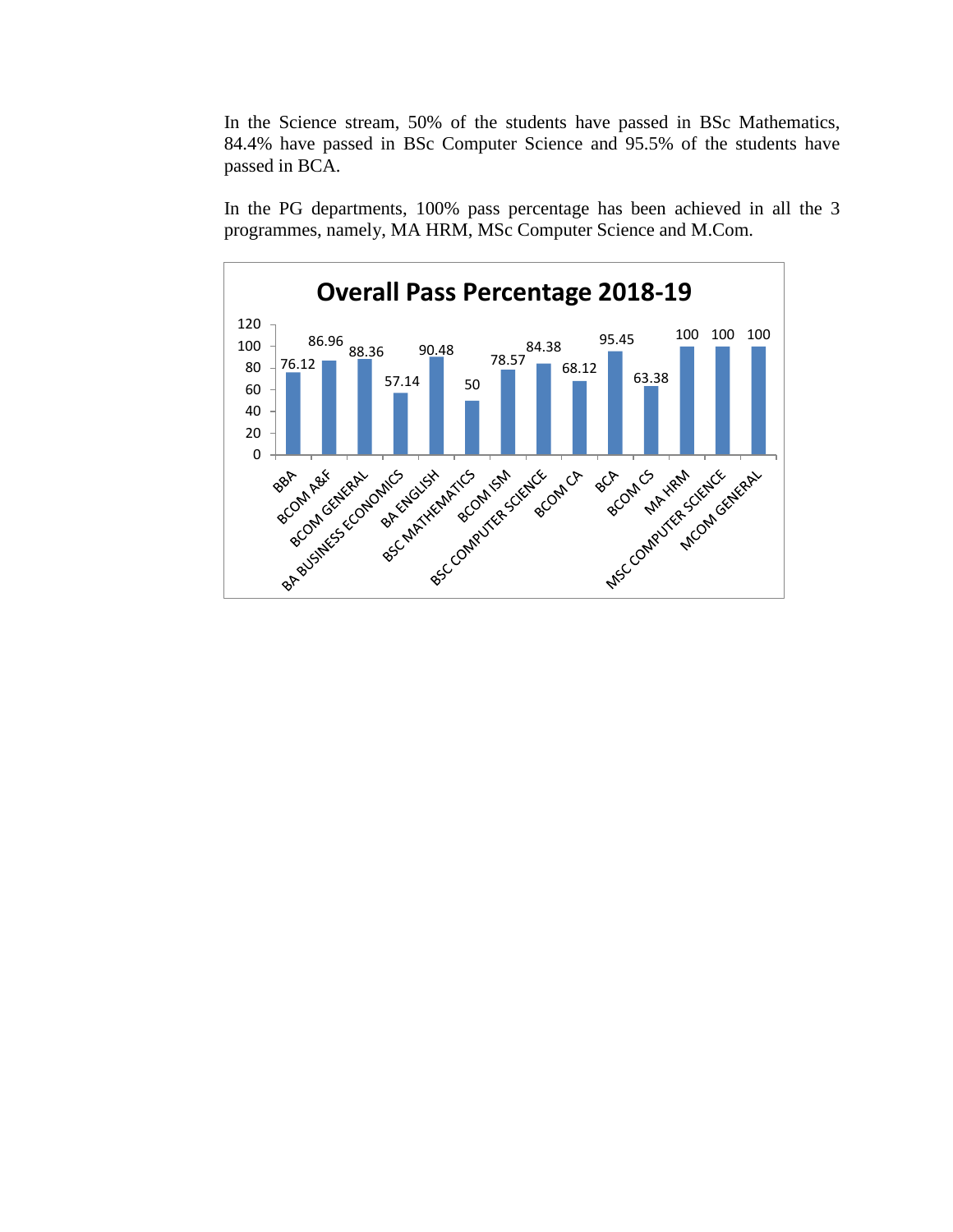In the Science stream, 50% of the students have passed in BSc Mathematics, 84.4% have passed in BSc Computer Science and 95.5% of the students have passed in BCA.

In the PG departments, 100% pass percentage has been achieved in all the 3 programmes, namely, MA HRM, MSc Computer Science and M.Com.

**Overall Pass Percentage 2018-19**

| Programme | Pass Percentage |
| --- | --- |
| BBA | 76.12 |
| BCOM A&F | 86.96 |
| BCOM GENERAL | 88.36 |
| BA BUSINESS ECONOMICS | 57.14 |
| BA ENGLISH | 90.48 |
| BSC MATHEMATICS | 50 |
| BCOM ISM | 78.57 |
| BSC COMPUTER SCIENCE | 84.38 |
| BCOM CA | 68.12 |
| BCA | 95.45 |
| BCOM CS | 63.38 |
| MA HRM | 100 |
| MSC COMPUTER SCIENCE | 100 |
| MCOM GENERAL | 100 |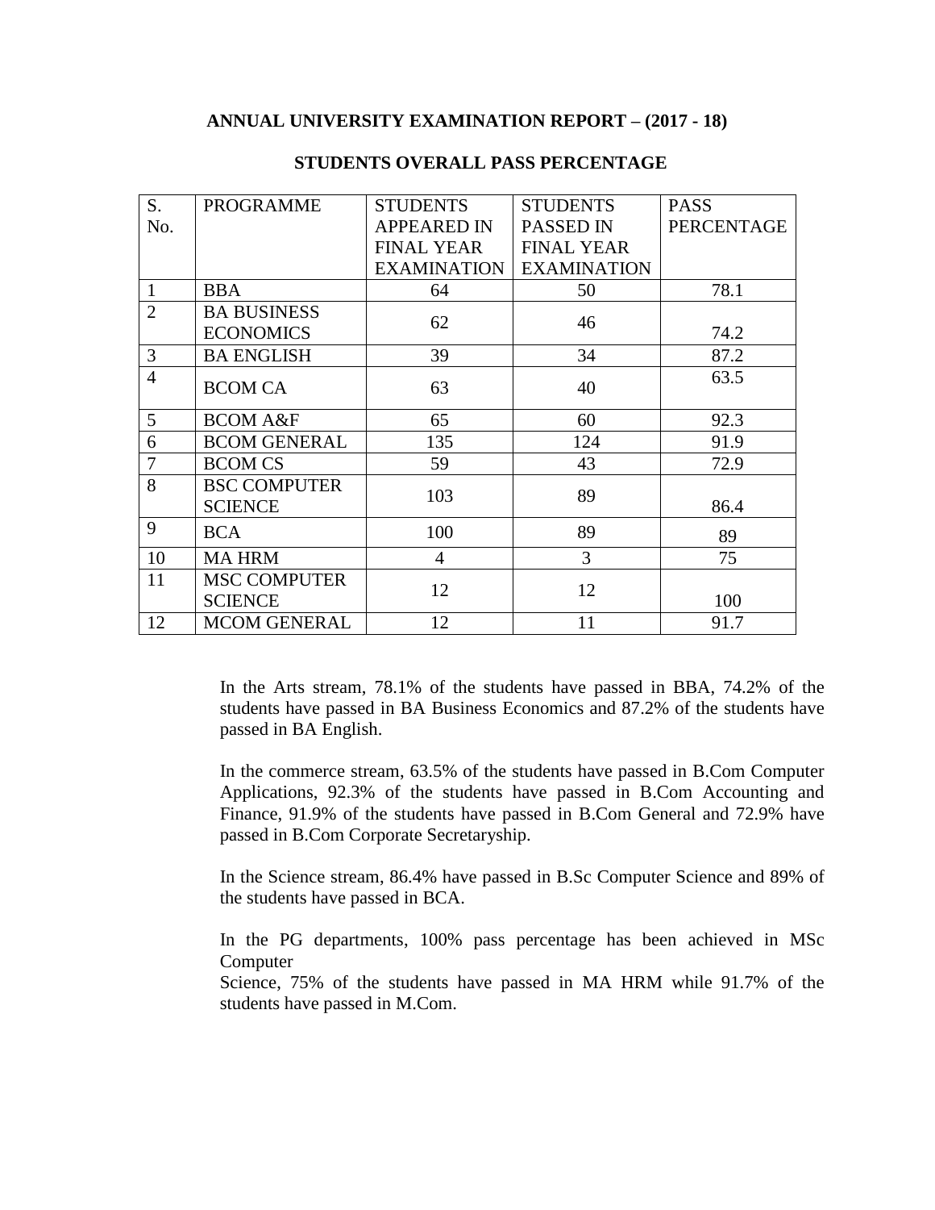## ANNUAL UNIVERSITY EXAMINATION REPORT – (2017 - 18)

### STUDENTS OVERALL PASS PERCENTAGE

| S. No. | PROGRAMME | STUDENTS APPEARED IN FINAL YEAR EXAMINATION | STUDENTS PASSED IN FINAL YEAR EXAMINATION | PASS PERCENTAGE |
|---|---|---|---|---|
| 1 | BBA | 64 | 50 | 78.1 |
| 2 | BA BUSINESS ECONOMICS | 62 | 46 | 74.2 |
| 3 | BA ENGLISH | 39 | 34 | 87.2 |
| 4 | BCOM CA | 63 | 40 | 63.5 |
| 5 | BCOM A&F | 65 | 60 | 92.3 |
| 6 | BCOM GENERAL | 135 | 124 | 91.9 |
| 7 | BCOM CS | 59 | 43 | 72.9 |
| 8 | BSC COMPUTER SCIENCE | 103 | 89 | 86.4 |
| 9 | BCA | 100 | 89 | 89 |
| 10 | MA HRM | 4 | 3 | 75 |
| 11 | MSC COMPUTER SCIENCE | 12 | 12 | 100 |
| 12 | MCOM GENERAL | 12 | 11 | 91.7 |

In the Arts stream, 78.1% of the students have passed in BBA, 74.2% of the students have passed in BA Business Economics and 87.2% of the students have passed in BA English.

In the commerce stream, 63.5% of the students have passed in B.Com Computer Applications, 92.3% of the students have passed in B.Com Accounting and Finance, 91.9% of the students have passed in B.Com General and 72.9% have passed in B.Com Corporate Secretaryship.

In the Science stream, 86.4% have passed in B.Sc Computer Science and 89% of the students have passed in BCA.

In the PG departments, 100% pass percentage has been achieved in MSc Computer Science, 75% of the students have passed in MA HRM while 91.7% of the students have passed in M.Com.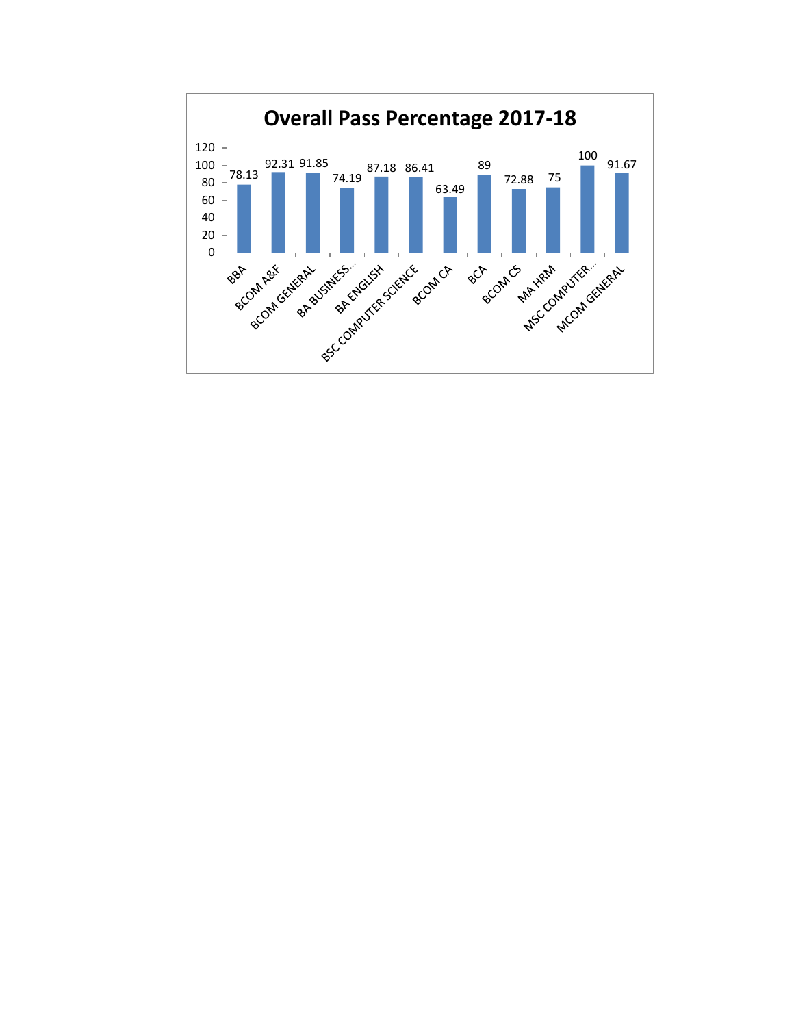# Overall Pass Percentage 2017-18

| Course | Pass Percentage |
|---|---|
| BBA | 78.13 |
| BCOM A&F | 92.31 |
| BCOM GENERAL | 91.85 |
| BA BUSINESS... | 74.19 |
| BA ENGLISH | 87.18 |
| BSC COMPUTER SCIENCE | 86.41 |
| BCOM CA | 63.49 |
| BCA | 89 |
| BCOM CS | 72.88 |
| MA HRM | 75 |
| MSC COMPUTER... | 100 |
| MCOM GENERAL | 91.67 |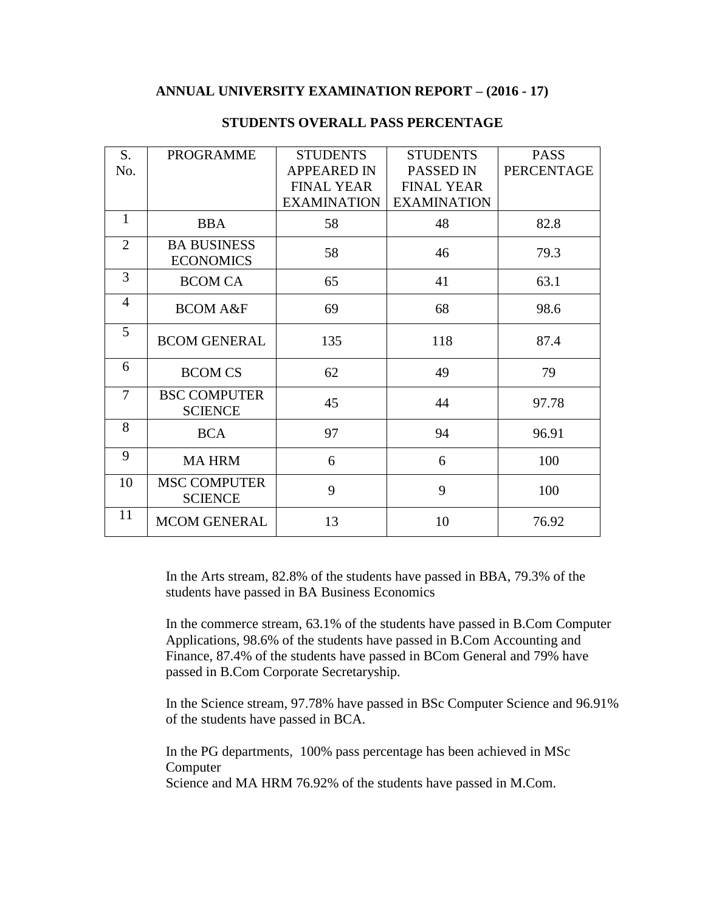**ANNUAL UNIVERSITY EXAMINATION REPORT – (2016 - 17)**

**STUDENTS OVERALL PASS PERCENTAGE**

| S. No. | PROGRAMME | STUDENTS APPEARED IN FINAL YEAR EXAMINATION | STUDENTS PASSED IN FINAL YEAR EXAMINATION | PASS PERCENTAGE |
|---|---|---|---|---|
| 1 | BBA | 58 | 48 | 82.8 |
| 2 | BA BUSINESS ECONOMICS | 58 | 46 | 79.3 |
| 3 | BCOM CA | 65 | 41 | 63.1 |
| 4 | BCOM A&F | 69 | 68 | 98.6 |
| 5 | BCOM GENERAL | 135 | 118 | 87.4 |
| 6 | BCOM CS | 62 | 49 | 79 |
| 7 | BSC COMPUTER SCIENCE | 45 | 44 | 97.78 |
| 8 | BCA | 97 | 94 | 96.91 |
| 9 | MA HRM | 6 | 6 | 100 |
| 10 | MSC COMPUTER SCIENCE | 9 | 9 | 100 |
| 11 | MCOM GENERAL | 13 | 10 | 76.92 |

In the Arts stream, 82.8% of the students have passed in BBA, 79.3% of the students have passed in BA Business Economics

In the commerce stream, 63.1% of the students have passed in B.Com Computer Applications, 98.6% of the students have passed in B.Com Accounting and Finance, 87.4% of the students have passed in BCom General and 79% have passed in B.Com Corporate Secretaryship.

In the Science stream, 97.78% have passed in BSc Computer Science and 96.91% of the students have passed in BCA.

In the PG departments, 100% pass percentage has been achieved in MSc Computer Science and MA HRM 76.92% of the students have passed in M.Com.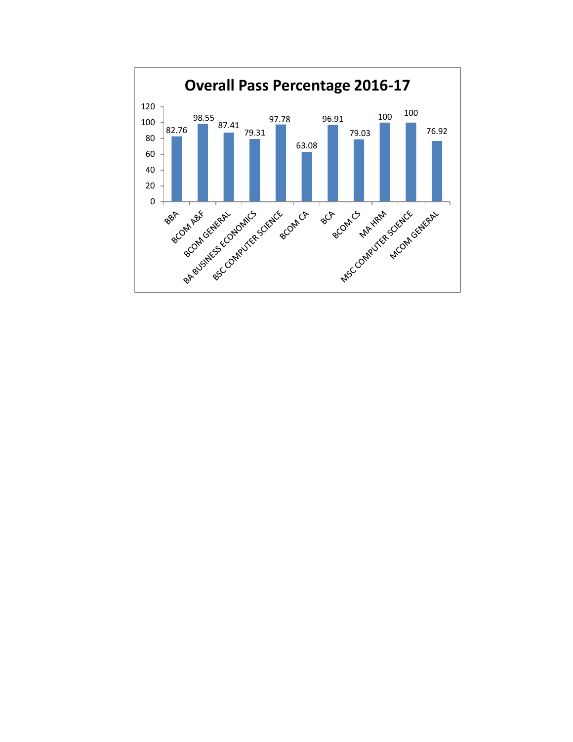## Overall Pass Percentage 2016-17

| Course | Pass Percentage |
|---|---|
| BBA | 82.76 |
| BCOM A&F | 98.55 |
| BCOM GENERAL | 87.41 |
| BA BUSINESS ECONOMICS | 79.31 |
| BSC COMPUTER SCIENCE | 97.78 |
| BCOM CA | 63.08 |
| BCA | 96.91 |
| BCOM CS | 79.03 |
| MA HRM | 100 |
| MSC COMPUTER SCIENCE | 100 |
| MCOM GENERAL | 76.92 |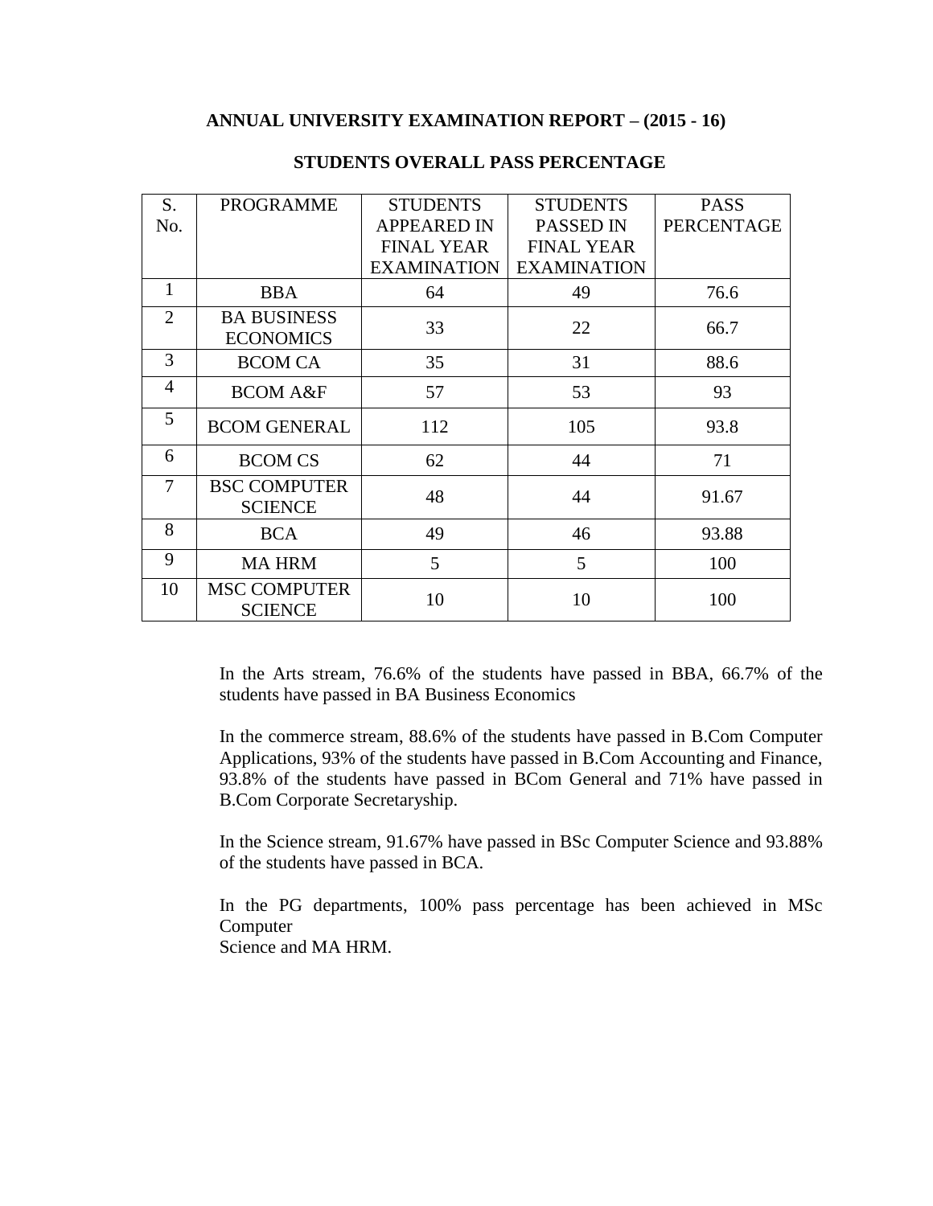## ANNUAL UNIVERSITY EXAMINATION REPORT – (2015 - 16)

### STUDENTS OVERALL PASS PERCENTAGE

| S. No. | PROGRAMME | STUDENTS APPEARED IN FINAL YEAR EXAMINATION | STUDENTS PASSED IN FINAL YEAR EXAMINATION | PASS PERCENTAGE |
|---|---|---|---|---|
| 1 | BBA | 64 | 49 | 76.6 |
| 2 | BA BUSINESS ECONOMICS | 33 | 22 | 66.7 |
| 3 | BCOM CA | 35 | 31 | 88.6 |
| 4 | BCOM A&F | 57 | 53 | 93 |
| 5 | BCOM GENERAL | 112 | 105 | 93.8 |
| 6 | BCOM CS | 62 | 44 | 71 |
| 7 | BSC COMPUTER SCIENCE | 48 | 44 | 91.67 |
| 8 | BCA | 49 | 46 | 93.88 |
| 9 | MA HRM | 5 | 5 | 100 |
| 10 | MSC COMPUTER SCIENCE | 10 | 10 | 100 |

In the Arts stream, 76.6% of the students have passed in BBA, 66.7% of the students have passed in BA Business Economics

In the commerce stream, 88.6% of the students have passed in B.Com Computer Applications, 93% of the students have passed in B.Com Accounting and Finance, 93.8% of the students have passed in BCom General and 71% have passed in B.Com Corporate Secretaryship.

In the Science stream, 91.67% have passed in BSc Computer Science and 93.88% of the students have passed in BCA.

In the PG departments, 100% pass percentage has been achieved in MSc Computer Science and MA HRM.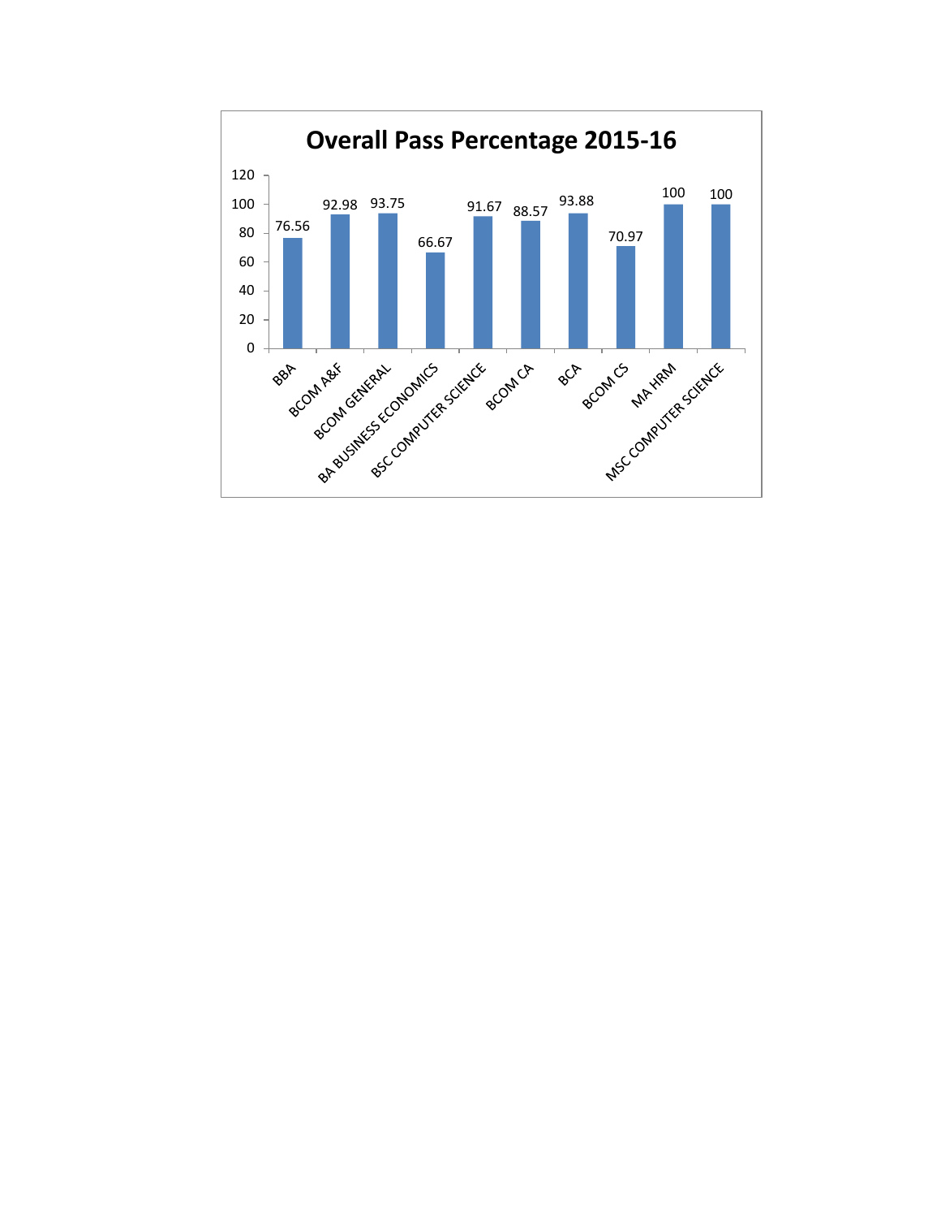## Overall Pass Percentage 2015-16

| Programme | Pass Percentage |
|---|---|
| BBA | 76.56 |
| BCOM A&F | 92.98 |
| BCOM GENERAL | 93.75 |
| BA BUSINESS ECONOMICS | 66.67 |
| BSC COMPUTER SCIENCE | 91.67 |
| BCOM CA | 88.57 |
| BCA | 93.88 |
| BCOM CS | 70.97 |
| MA HRM | 100 |
| MSC COMPUTER SCIENCE | 100 |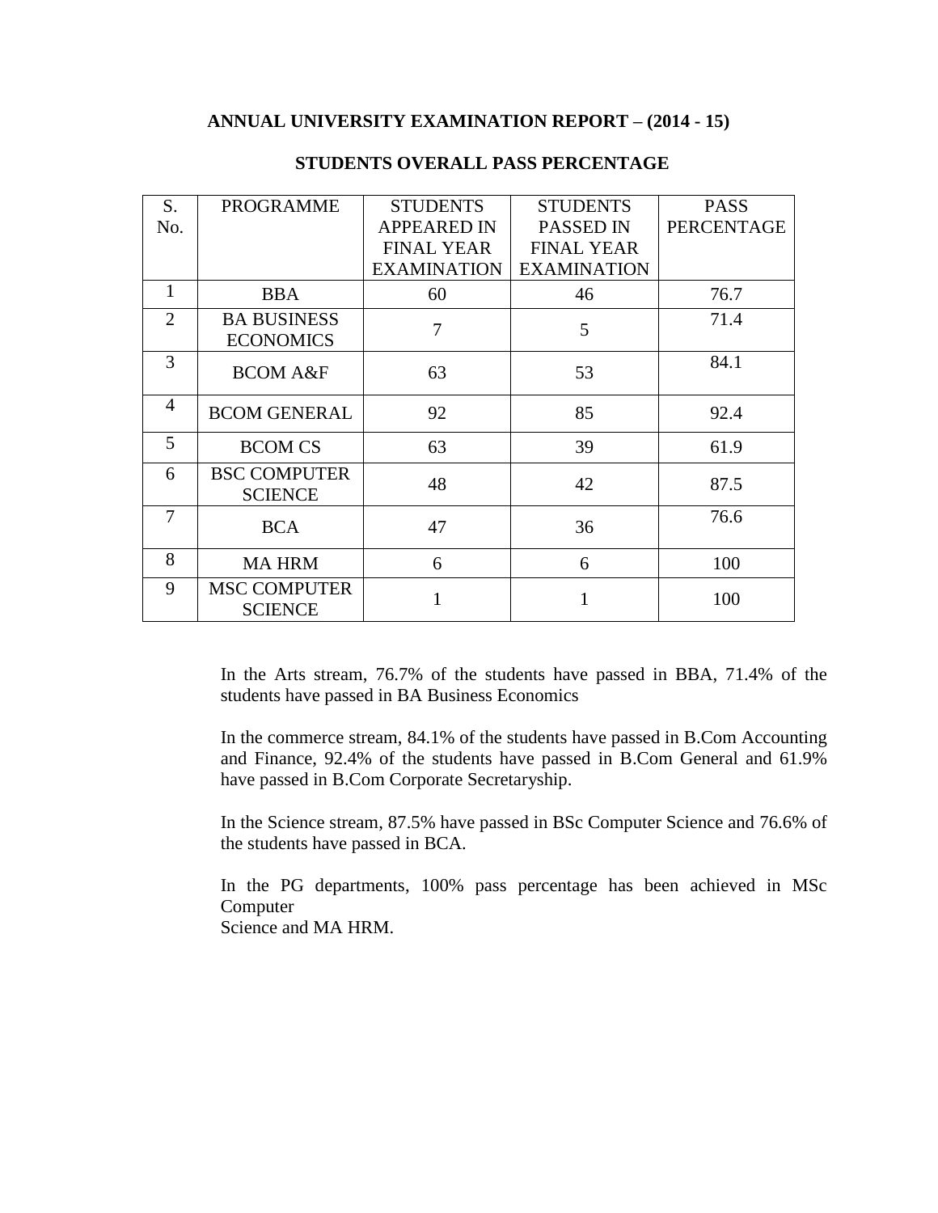**ANNUAL UNIVERSITY EXAMINATION REPORT – (2014 - 15)**

**STUDENTS OVERALL PASS PERCENTAGE**

| S. No. | PROGRAMME | STUDENTS APPEARED IN FINAL YEAR EXAMINATION | STUDENTS PASSED IN FINAL YEAR EXAMINATION | PASS PERCENTAGE |
|---|---|---|---|---|
| 1 | BBA | 60 | 46 | 76.7 |
| 2 | BA BUSINESS ECONOMICS | 7 | 5 | 71.4 |
| 3 | BCOM A&F | 63 | 53 | 84.1 |
| 4 | BCOM GENERAL | 92 | 85 | 92.4 |
| 5 | BCOM CS | 63 | 39 | 61.9 |
| 6 | BSC COMPUTER SCIENCE | 48 | 42 | 87.5 |
| 7 | BCA | 47 | 36 | 76.6 |
| 8 | MA HRM | 6 | 6 | 100 |
| 9 | MSC COMPUTER SCIENCE | 1 | 1 | 100 |

In the Arts stream, 76.7% of the students have passed in BBA, 71.4% of the students have passed in BA Business Economics

In the commerce stream, 84.1% of the students have passed in B.Com Accounting and Finance, 92.4% of the students have passed in B.Com General and 61.9% have passed in B.Com Corporate Secretaryship.

In the Science stream, 87.5% have passed in BSc Computer Science and 76.6% of the students have passed in BCA.

In the PG departments, 100% pass percentage has been achieved in MSc Computer Science and MA HRM.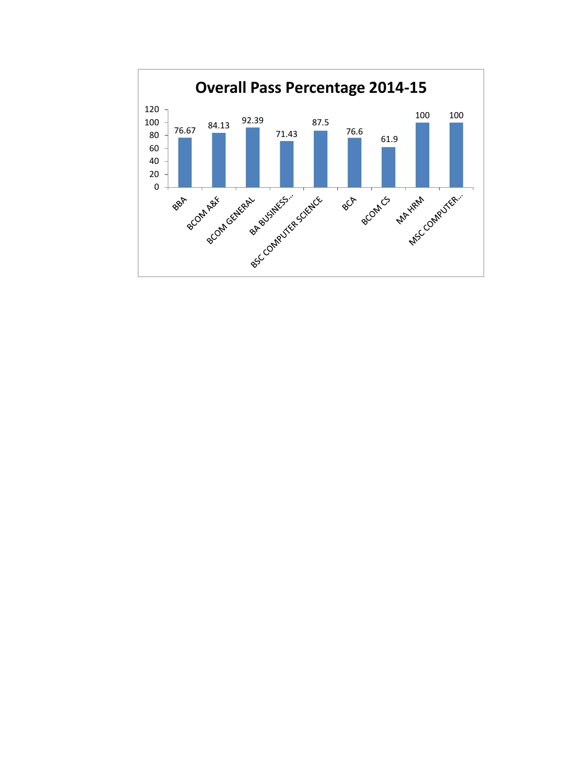Overall Pass Percentage 2014-15

120
100
80
60
40
20
0

76.67
84.13
92.39
71.43
87.5
76.6
61.9
100
100

BBA
BCOM A&F
BCOM GENERAL
BA BUSINESS...
BSC COMPUTER SCIENCE
BCA
BCOM CS
MA HRM
MSC COMPUTER...